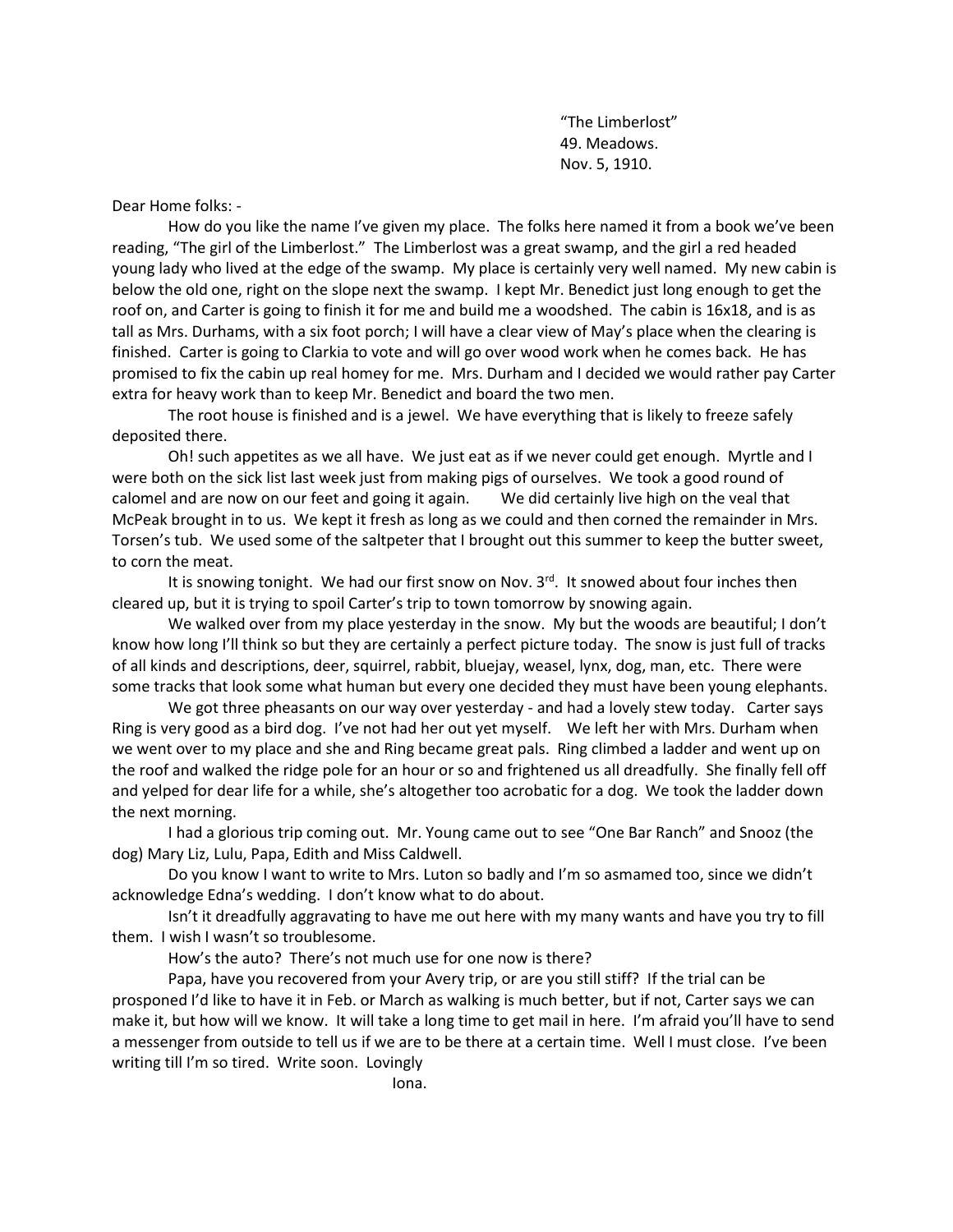"The Limberlost"
49. Meadows.
Nov. 5, 1910.

Dear Home folks: -

How do you like the name I've given my place. The folks here named it from a book we've been reading, "The girl of the Limberlost." The Limberlost was a great swamp, and the girl a red headed young lady who lived at the edge of the swamp. My place is certainly very well named. My new cabin is below the old one, right on the slope next the swamp. I kept Mr. Benedict just long enough to get the roof on, and Carter is going to finish it for me and build me a woodshed. The cabin is 16x18, and is as tall as Mrs. Durhams, with a six foot porch; I will have a clear view of May's place when the clearing is finished. Carter is going to Clarkia to vote and will go over wood work when he comes back. He has promised to fix the cabin up real homey for me. Mrs. Durham and I decided we would rather pay Carter extra for heavy work than to keep Mr. Benedict and board the two men.

The root house is finished and is a jewel. We have everything that is likely to freeze safely deposited there.

Oh! such appetites as we all have. We just eat as if we never could get enough. Myrtle and I were both on the sick list last week just from making pigs of ourselves. We took a good round of calomel and are now on our feet and going it again. We did certainly live high on the veal that McPeak brought in to us. We kept it fresh as long as we could and then corned the remainder in Mrs. Torsen's tub. We used some of the saltpeter that I brought out this summer to keep the butter sweet, to corn the meat.

It is snowing tonight. We had our first snow on Nov. 3rd. It snowed about four inches then cleared up, but it is trying to spoil Carter's trip to town tomorrow by snowing again.

We walked over from my place yesterday in the snow. My but the woods are beautiful; I don't know how long I'll think so but they are certainly a perfect picture today. The snow is just full of tracks of all kinds and descriptions, deer, squirrel, rabbit, bluejay, weasel, lynx, dog, man, etc. There were some tracks that look some what human but every one decided they must have been young elephants.

We got three pheasants on our way over yesterday - and had a lovely stew today. Carter says Ring is very good as a bird dog. I've not had her out yet myself. We left her with Mrs. Durham when we went over to my place and she and Ring became great pals. Ring climbed a ladder and went up on the roof and walked the ridge pole for an hour or so and frightened us all dreadfully. She finally fell off and yelped for dear life for a while, she's altogether too acrobatic for a dog. We took the ladder down the next morning.

I had a glorious trip coming out. Mr. Young came out to see "One Bar Ranch" and Snooz (the dog) Mary Liz, Lulu, Papa, Edith and Miss Caldwell.

Do you know I want to write to Mrs. Luton so badly and I'm so asmamed too, since we didn't acknowledge Edna's wedding. I don't know what to do about.

Isn't it dreadfully aggravating to have me out here with my many wants and have you try to fill them. I wish I wasn't so troublesome.

How's the auto? There's not much use for one now is there?

Papa, have you recovered from your Avery trip, or are you still stiff? If the trial can be prosponed I'd like to have it in Feb. or March as walking is much better, but if not, Carter says we can make it, but how will we know. It will take a long time to get mail in here. I'm afraid you'll have to send a messenger from outside to tell us if we are to be there at a certain time. Well I must close. I've been writing till I'm so tired. Write soon. Lovingly

Iona.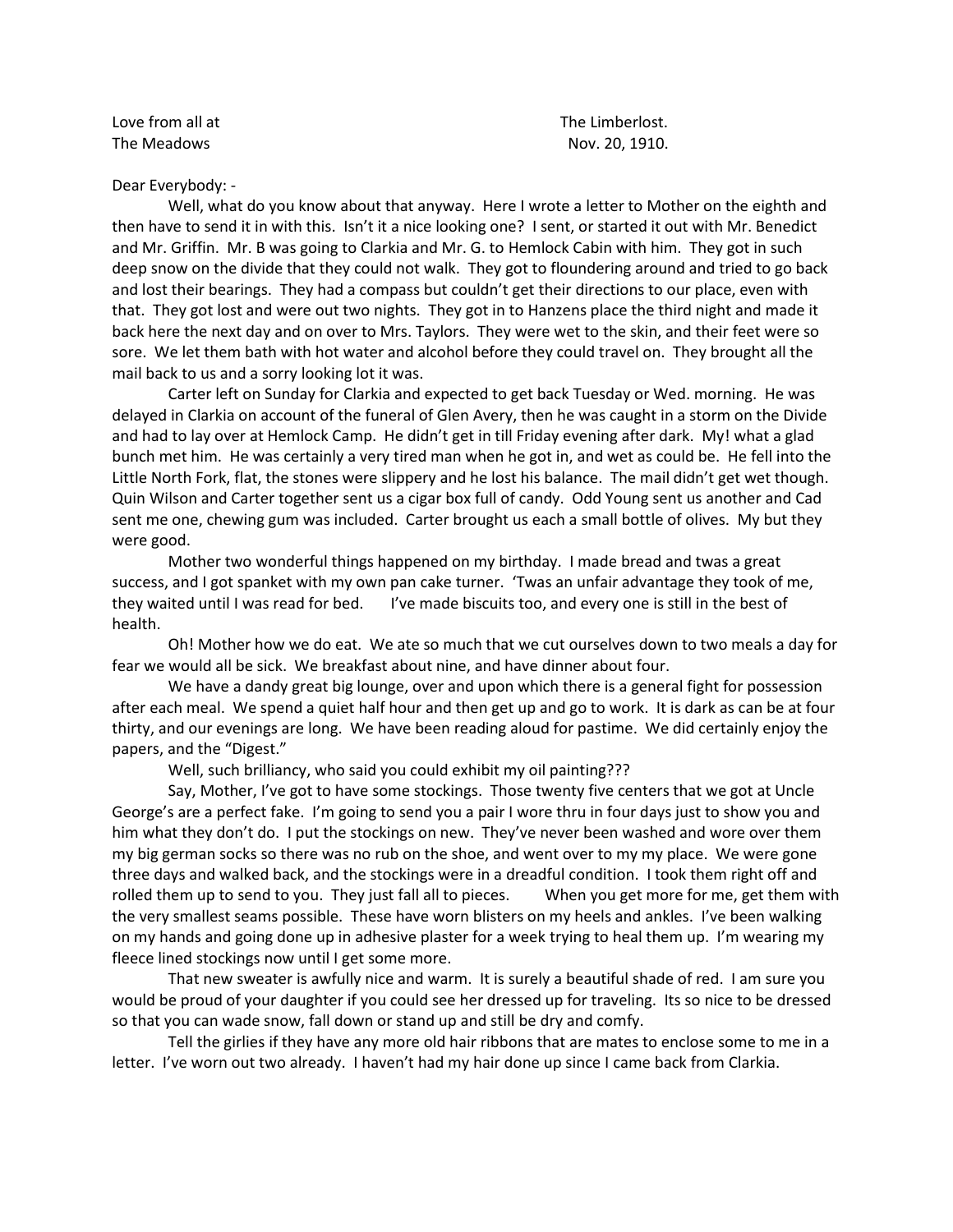Love from all at The Meadows

The Limberlost.
Nov. 20, 1910.

Dear Everybody: -

Well, what do you know about that anyway. Here I wrote a letter to Mother on the eighth and then have to send it in with this. Isn't it a nice looking one? I sent, or started it out with Mr. Benedict and Mr. Griffin. Mr. B was going to Clarkia and Mr. G. to Hemlock Cabin with him. They got in such deep snow on the divide that they could not walk. They got to floundering around and tried to go back and lost their bearings. They had a compass but couldn't get their directions to our place, even with that. They got lost and were out two nights. They got in to Hanzens place the third night and made it back here the next day and on over to Mrs. Taylors. They were wet to the skin, and their feet were so sore. We let them bath with hot water and alcohol before they could travel on. They brought all the mail back to us and a sorry looking lot it was.

Carter left on Sunday for Clarkia and expected to get back Tuesday or Wed. morning. He was delayed in Clarkia on account of the funeral of Glen Avery, then he was caught in a storm on the Divide and had to lay over at Hemlock Camp. He didn't get in till Friday evening after dark. My! what a glad bunch met him. He was certainly a very tired man when he got in, and wet as could be. He fell into the Little North Fork, flat, the stones were slippery and he lost his balance. The mail didn't get wet though. Quin Wilson and Carter together sent us a cigar box full of candy. Odd Young sent us another and Cad sent me one, chewing gum was included. Carter brought us each a small bottle of olives. My but they were good.

Mother two wonderful things happened on my birthday. I made bread and twas a great success, and I got spanket with my own pan cake turner. 'Twas an unfair advantage they took of me, they waited until I was read for bed. I've made biscuits too, and every one is still in the best of health.

Oh! Mother how we do eat. We ate so much that we cut ourselves down to two meals a day for fear we would all be sick. We breakfast about nine, and have dinner about four.

We have a dandy great big lounge, over and upon which there is a general fight for possession after each meal. We spend a quiet half hour and then get up and go to work. It is dark as can be at four thirty, and our evenings are long. We have been reading aloud for pastime. We did certainly enjoy the papers, and the "Digest."

Well, such brilliancy, who said you could exhibit my oil painting???

Say, Mother, I've got to have some stockings. Those twenty five centers that we got at Uncle George's are a perfect fake. I'm going to send you a pair I wore thru in four days just to show you and him what they don't do. I put the stockings on new. They've never been washed and wore over them my big german socks so there was no rub on the shoe, and went over to my my place. We were gone three days and walked back, and the stockings were in a dreadful condition. I took them right off and rolled them up to send to you. They just fall all to pieces. When you get more for me, get them with the very smallest seams possible. These have worn blisters on my heels and ankles. I've been walking on my hands and going done up in adhesive plaster for a week trying to heal them up. I'm wearing my fleece lined stockings now until I get some more.

That new sweater is awfully nice and warm. It is surely a beautiful shade of red. I am sure you would be proud of your daughter if you could see her dressed up for traveling. Its so nice to be dressed so that you can wade snow, fall down or stand up and still be dry and comfy.

Tell the girlies if they have any more old hair ribbons that are mates to enclose some to me in a letter. I've worn out two already. I haven't had my hair done up since I came back from Clarkia.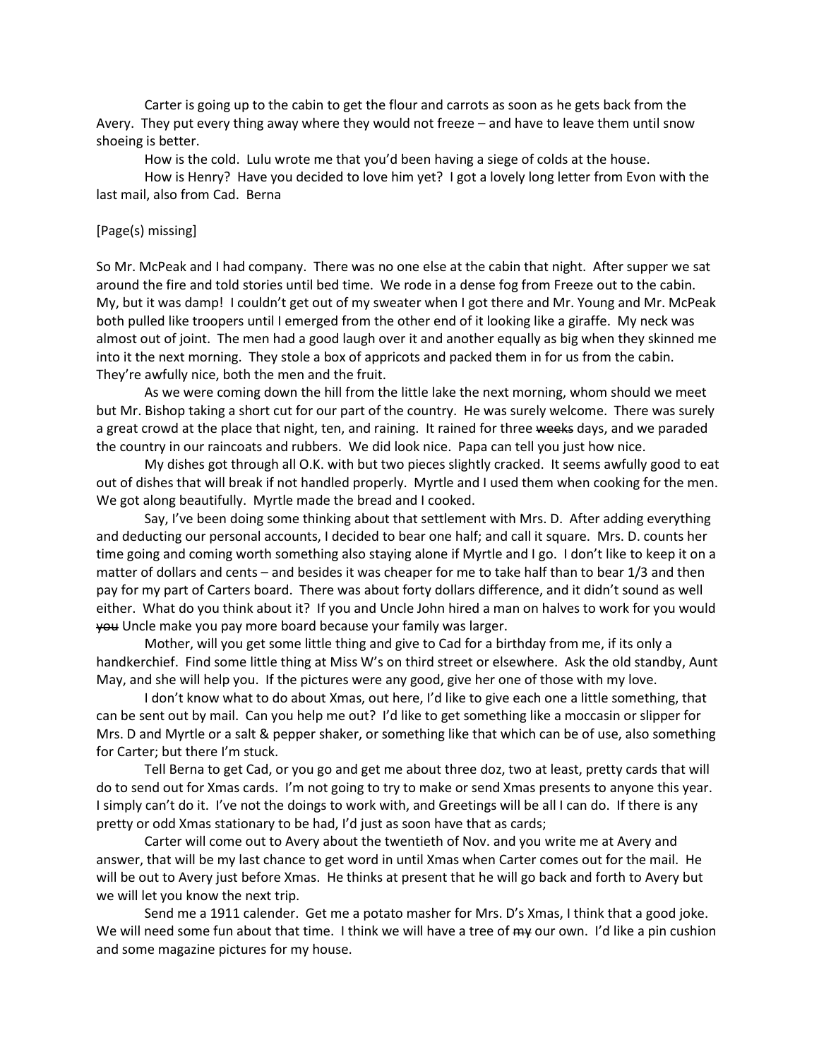Carter is going up to the cabin to get the flour and carrots as soon as he gets back from the Avery. They put every thing away where they would not freeze – and have to leave them until snow shoeing is better.

How is the cold. Lulu wrote me that you'd been having a siege of colds at the house.

How is Henry? Have you decided to love him yet? I got a lovely long letter from Evon with the last mail, also from Cad. Berna

[Page(s) missing]

So Mr. McPeak and I had company. There was no one else at the cabin that night. After supper we sat around the fire and told stories until bed time. We rode in a dense fog from Freeze out to the cabin. My, but it was damp! I couldn't get out of my sweater when I got there and Mr. Young and Mr. McPeak both pulled like troopers until I emerged from the other end of it looking like a giraffe. My neck was almost out of joint. The men had a good laugh over it and another equally as big when they skinned me into it the next morning. They stole a box of appricots and packed them in for us from the cabin. They're awfully nice, both the men and the fruit.

As we were coming down the hill from the little lake the next morning, whom should we meet but Mr. Bishop taking a short cut for our part of the country. He was surely welcome. There was surely a great crowd at the place that night, ten, and raining. It rained for three ~~weeks~~ days, and we paraded the country in our raincoats and rubbers. We did look nice. Papa can tell you just how nice.

My dishes got through all O.K. with but two pieces slightly cracked. It seems awfully good to eat out of dishes that will break if not handled properly. Myrtle and I used them when cooking for the men. We got along beautifully. Myrtle made the bread and I cooked.

Say, I've been doing some thinking about that settlement with Mrs. D. After adding everything and deducting our personal accounts, I decided to bear one half; and call it square. Mrs. D. counts her time going and coming worth something also staying alone if Myrtle and I go. I don't like to keep it on a matter of dollars and cents – and besides it was cheaper for me to take half than to bear 1/3 and then pay for my part of Carters board. There was about forty dollars difference, and it didn't sound as well either. What do you think about it? If you and Uncle John hired a man on halves to work for you would ~~you~~ Uncle make you pay more board because your family was larger.

Mother, will you get some little thing and give to Cad for a birthday from me, if its only a handkerchief. Find some little thing at Miss W's on third street or elsewhere. Ask the old standby, Aunt May, and she will help you. If the pictures were any good, give her one of those with my love.

I don't know what to do about Xmas, out here, I'd like to give each one a little something, that can be sent out by mail. Can you help me out? I'd like to get something like a moccasin or slipper for Mrs. D and Myrtle or a salt & pepper shaker, or something like that which can be of use, also something for Carter; but there I'm stuck.

Tell Berna to get Cad, or you go and get me about three doz, two at least, pretty cards that will do to send out for Xmas cards. I'm not going to try to make or send Xmas presents to anyone this year. I simply can't do it. I've not the doings to work with, and Greetings will be all I can do. If there is any pretty or odd Xmas stationary to be had, I'd just as soon have that as cards;

Carter will come out to Avery about the twentieth of Nov. and you write me at Avery and answer, that will be my last chance to get word in until Xmas when Carter comes out for the mail. He will be out to Avery just before Xmas. He thinks at present that he will go back and forth to Avery but we will let you know the next trip.

Send me a 1911 calender. Get me a potato masher for Mrs. D's Xmas, I think that a good joke. We will need some fun about that time. I think we will have a tree of ~~my~~ our own. I'd like a pin cushion and some magazine pictures for my house.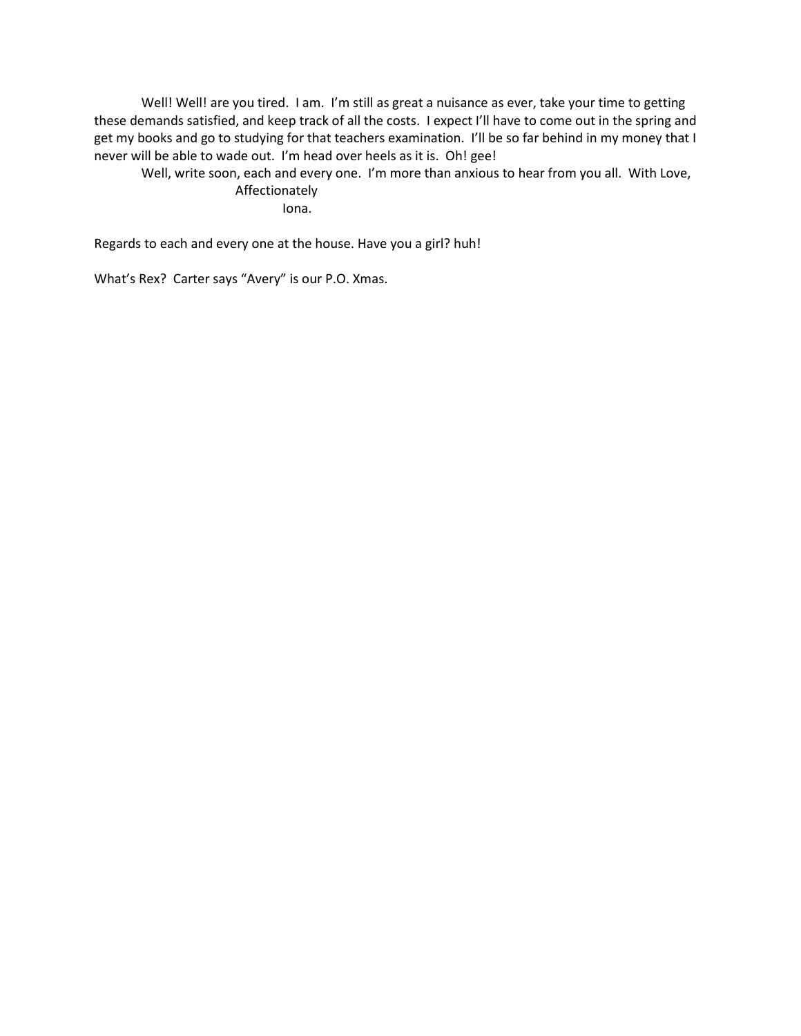Well! Well! are you tired. I am. I'm still as great a nuisance as ever, take your time to getting these demands satisfied, and keep track of all the costs. I expect I'll have to come out in the spring and get my books and go to studying for that teachers examination. I'll be so far behind in my money that I never will be able to wade out. I'm head over heels as it is. Oh! gee!

Well, write soon, each and every one. I'm more than anxious to hear from you all. With Love,

Affectionately

Iona.

Regards to each and every one at the house. Have you a girl? huh!

What's Rex? Carter says "Avery" is our P.O. Xmas.